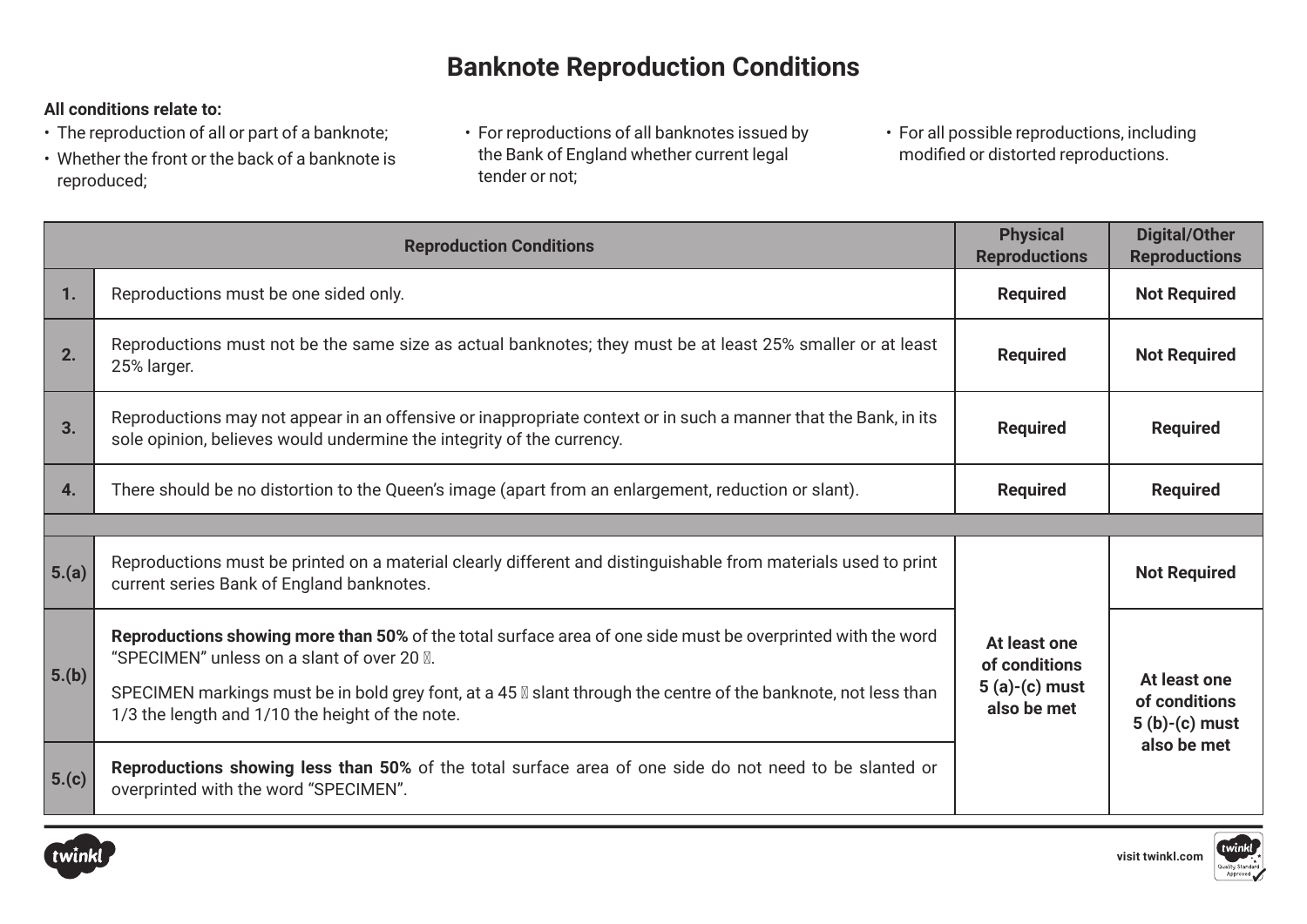# Banknote Reproduction Conditions

**All conditions relate to:**

- The reproduction of all or part of a banknote;
- Whether the front or the back of a banknote is reproduced;
- For reproductions of all banknotes issued by the Bank of England whether current legal tender or not;
- For all possible reproductions, including modified or distorted reproductions.

| | Reproduction Conditions | Physical Reproductions | Digital/Other Reproductions |
|---|---|---|---|
| **1.** | Reproductions must be one sided only. | **Required** | **Not Required** |
| **2.** | Reproductions must not be the same size as actual banknotes; they must be at least 25% smaller or at least 25% larger. | **Required** | **Not Required** |
| **3.** | Reproductions may not appear in an offensive or inappropriate context or in such a manner that the Bank, in its sole opinion, believes would undermine the integrity of the currency. | **Required** | **Required** |
| **4.** | There should be no distortion to the Queen's image (apart from an enlargement, reduction or slant). | **Required** | **Required** |
| | | | |
| **5.(a)** | Reproductions must be printed on a material clearly different and distinguishable from materials used to print current series Bank of England banknotes. | **At least one of conditions 5 (a)-(c) must also be met** | **Not Required** |
| **5.(b)** | **Reproductions showing more than 50%** of the total surface area of one side must be overprinted with the word "SPECIMEN" unless on a slant of over 20 °. SPECIMEN markings must be in bold grey font, at a 45 ° slant through the centre of the banknote, not less than 1/3 the length and 1/10 the height of the note. | | **At least one of conditions 5 (b)-(c) must also be met** |
| **5.(c)** | **Reproductions showing less than 50%** of the total surface area of one side do not need to be slanted or overprinted with the word "SPECIMEN". | | |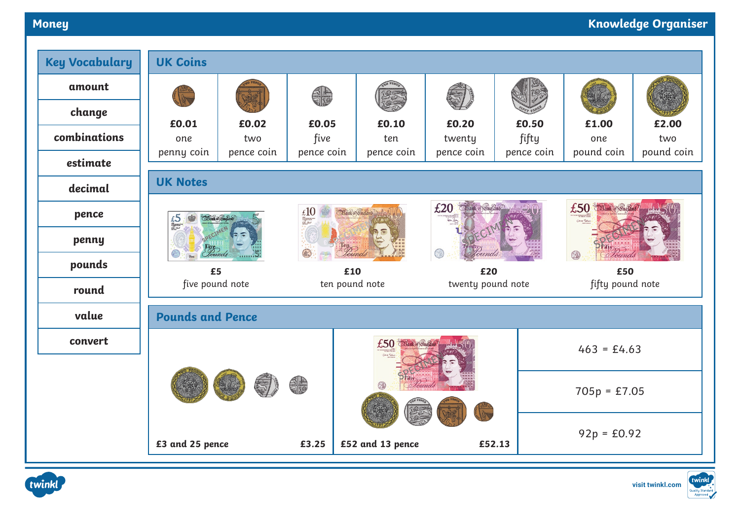# Money

Knowledge Organiser

## Key Vocabulary

- amount
- change
- combinations
- estimate
- decimal
- pence
- penny
- pounds
- round
- value
- convert

## UK Coins

| £0.01 | £0.02 | £0.05 | £0.10 | £0.20 | £0.50 | £1.00 | £2.00 |
|---|---|---|---|---|---|---|---|
| one penny coin | two pence coin | five pence coin | ten pence coin | twenty pence coin | fifty pence coin | one pound coin | two pound coin |

## UK Notes

| £5 | £10 | £20 | £50 |
|---|---|---|---|
| five pound note | ten pound note | twenty pound note | fifty pound note |

## Pounds and Pence

| | |
|---|---|
| £3 and 25 pence | £3.25 |
| £52 and 13 pence | £52.13 |

463 = £4.63

705p = £7.05

92p = £0.92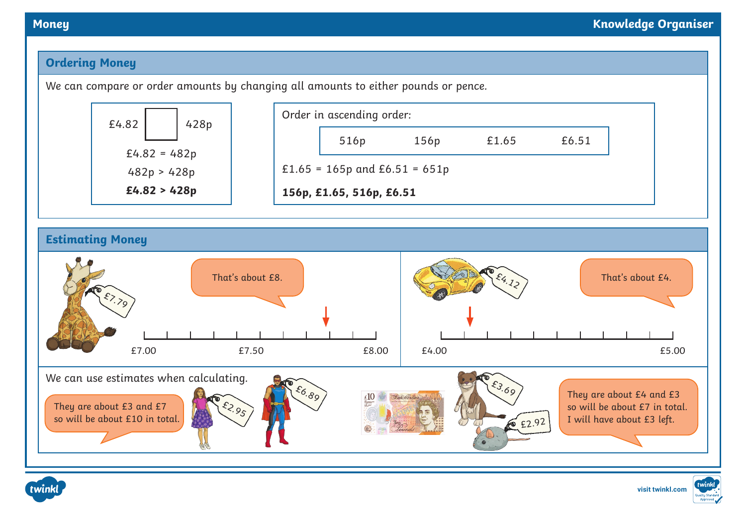# Money

## Ordering Money

We can compare or order amounts by changing all amounts to either pounds or pence.

£4.82 ☐ 428p

£4.82 = 482p

482p > 428p

**£4.82 > 428p**

Order in ascending order:

516p 156p £1.65 £6.51

£1.65 = 165p and £6.51 = 651p

**156p, £1.65, 516p, £6.51**

## Estimating Money

£7.79

That's about £8.

£7.00 £7.50 £8.00

£4.12

That's about £4.

£4.00 £5.00

We can use estimates when calculating.

They are about £3 and £7 so will be about £10 in total.

£2.95

£6.89

£3.69

£2.92

They are about £4 and £3 so will be about £7 in total. I will have about £3 left.